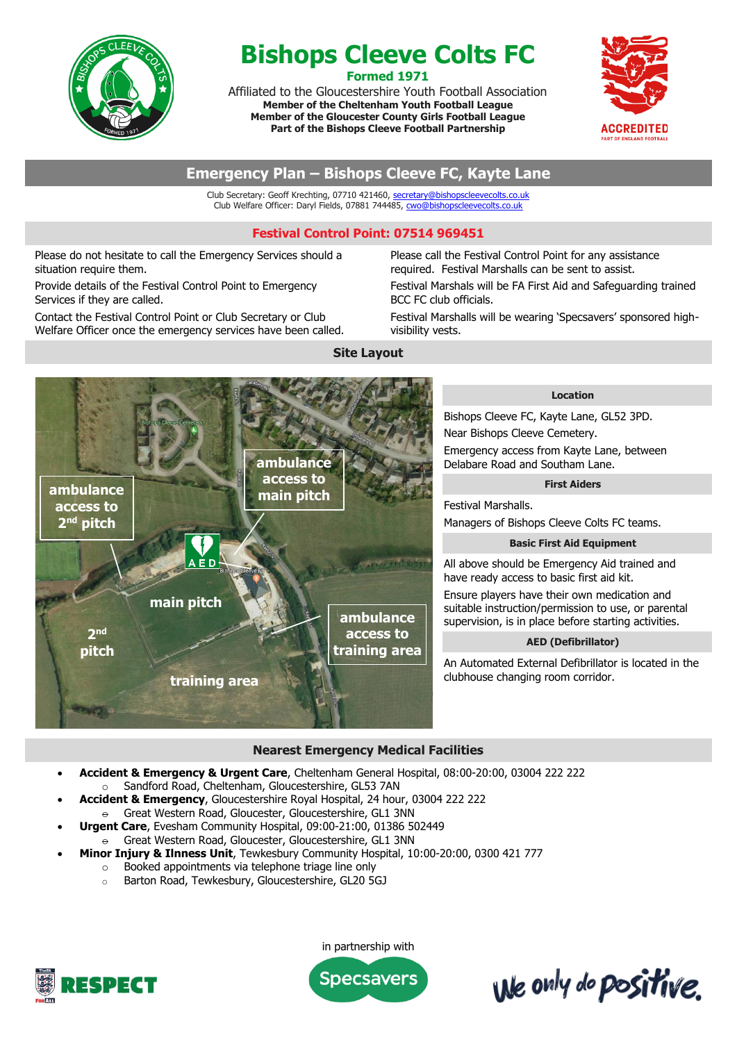# Bishops Cleeve Colts FC

**Formed 1971**

Affiliated to the Gloucestershire Youth Football Association

**Member of the Cheltenham Youth Football League**
**Member of the Gloucester County Girls Football League**
**Part of the Bishops Cleeve Football Partnership**

## Emergency Plan – Bishops Cleeve FC, Kayte Lane

Club Secretary: Geoff Krechting, 07710 421460, secretary@bishopscleevecolts.co.uk
Club Welfare Officer: Daryl Fields, 07881 744485, cwo@bishopscleevecolts.co.uk

### Festival Control Point: 07514 969451

Please do not hesitate to call the Emergency Services should a situation require them.

Provide details of the Festival Control Point to Emergency Services if they are called.

Contact the Festival Control Point or Club Secretary or Club Welfare Officer once the emergency services have been called.

Please call the Festival Control Point for any assistance required. Festival Marshalls can be sent to assist.

Festival Marshals will be FA First Aid and Safeguarding trained BCC FC club officials.

Festival Marshals will be wearing 'Specsavers' sponsored high-visibility vests.

### Site Layout

ambulance access to 2nd pitch

ambulance access to main pitch

ambulance access to training area

main pitch

2nd pitch

training area

AED

#### Location

Bishops Cleeve FC, Kayte Lane, GL52 3PD.

Near Bishops Cleeve Cemetery.

Emergency access from Kayte Lane, between Delabare Road and Southam Lane.

#### First Aiders

Festival Marshalls.

Managers of Bishops Cleeve Colts FC teams.

#### Basic First Aid Equipment

All above should be Emergency Aid trained and have ready access to basic first aid kit.

Ensure players have their own medication and suitable instruction/permission to use, or parental supervision, is in place before starting activities.

#### AED (Defibrillator)

An Automated External Defibrillator is located in the clubhouse changing room corridor.

### Nearest Emergency Medical Facilities

- **Accident & Emergency & Urgent Care**, Cheltenham General Hospital, 08:00-20:00, 03004 222 222
  - Sandford Road, Cheltenham, Gloucestershire, GL53 7AN
- **Accident & Emergency**, Gloucestershire Royal Hospital, 24 hour, 03004 222 222
  - Great Western Road, Gloucester, Gloucestershire, GL1 3NN
- **Urgent Care**, Evesham Community Hospital, 09:00-21:00, 01386 502449
  - Great Western Road, Gloucester, Gloucestershire, GL1 3NN
- **Minor Injury & Ilnness Unit**, Tewkesbury Community Hospital, 10:00-20:00, 0300 421 777
  - Booked appointments via telephone triage line only
  - Barton Road, Tewkesbury, Gloucestershire, GL20 5GJ

RESPECT

in partnership with Specsavers

We only do positive.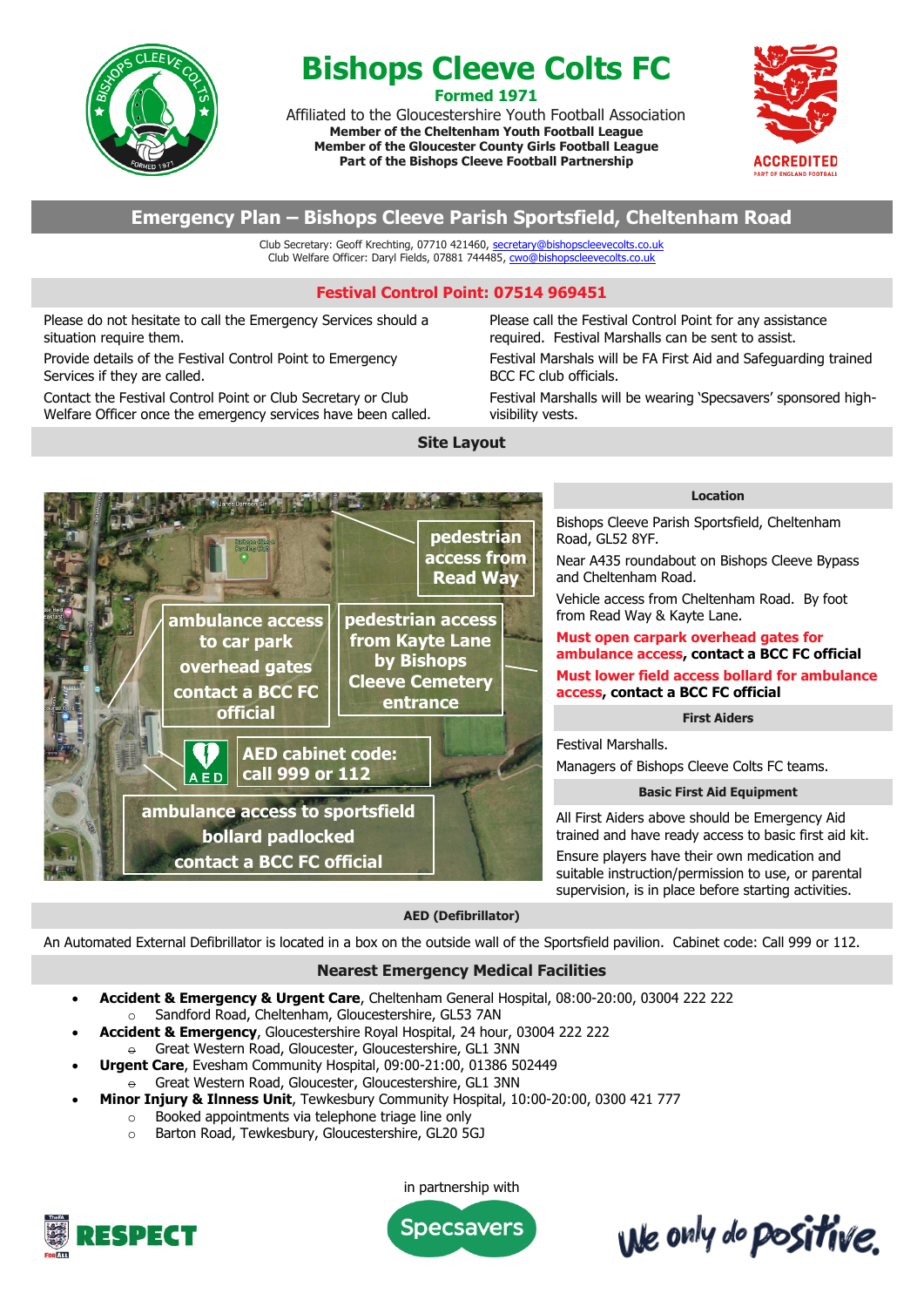# Bishops Cleeve Colts FC

**Formed 1971**

Affiliated to the Gloucestershire Youth Football Association
**Member of the Cheltenham Youth Football League**
**Member of the Gloucester County Girls Football League**
**Part of the Bishops Cleeve Football Partnership**

ACCREDITED
PART OF ENGLAND FOOTBALL

## Emergency Plan – Bishops Cleeve Parish Sportsfield, Cheltenham Road

Club Secretary: Geoff Krechting, 07710 421460, secretary@bishopscleevecolts.co.uk
Club Welfare Officer: Daryl Fields, 07881 744485, cwo@bishopscleevecolts.co.uk

### Festival Control Point: 07514 969451

Please do not hesitate to call the Emergency Services should a situation require them.

Provide details of the Festival Control Point to Emergency Services if they are called.

Contact the Festival Control Point or Club Secretary or Club Welfare Officer once the emergency services have been called.

Please call the Festival Control Point for any assistance required. Festival Marshalls can be sent to assist.

Festival Marshals will be FA First Aid and Safeguarding trained BCC FC club officials.

Festival Marshalls will be wearing 'Specsavers' sponsored high-visibility vests.

### Site Layout

pedestrian access from Read Way

ambulance access to car park overhead gates contact a BCC FC official

pedestrian access from Kayte Lane by Bishops Cleeve Cemetery entrance

AED cabinet code: call 999 or 112

ambulance access to sportsfield bollard padlocked contact a BCC FC official

#### Location

Bishops Cleeve Parish Sportsfield, Cheltenham Road, GL52 8YF.

Near A435 roundabout on Bishops Cleeve Bypass and Cheltenham Road.

Vehicle access from Cheltenham Road. By foot from Read Way & Kayte Lane.

**Must open carpark overhead gates for ambulance access, contact a BCC FC official**

**Must lower field access bollard for ambulance access, contact a BCC FC official**

#### First Aiders

Festival Marshalls.

Managers of Bishops Cleeve Colts FC teams.

#### Basic First Aid Equipment

All First Aiders above should be Emergency Aid trained and have ready access to basic first aid kit.

Ensure players have their own medication and suitable instruction/permission to use, or parental supervision, is in place before starting activities.

#### AED (Defibrillator)

An Automated External Defibrillator is located in a box on the outside wall of the Sportsfield pavilion. Cabinet code: Call 999 or 112.

### Nearest Emergency Medical Facilities

- **Accident & Emergency & Urgent Care**, Cheltenham General Hospital, 08:00-20:00, 03004 222 222
  - Sandford Road, Cheltenham, Gloucestershire, GL53 7AN
- **Accident & Emergency**, Gloucestershire Royal Hospital, 24 hour, 03004 222 222
  - Great Western Road, Gloucester, Gloucestershire, GL1 3NN
- **Urgent Care**, Evesham Community Hospital, 09:00-21:00, 01386 502449
  - Great Western Road, Gloucester, Gloucestershire, GL1 3NN
- **Minor Injury & Illness Unit**, Tewkesbury Community Hospital, 10:00-20:00, 0300 421 777
  - Booked appointments via telephone triage line only
  - Barton Road, Tewkesbury, Gloucestershire, GL20 5GJ

RESPECT

in partnership with

Specsavers

We only do positive.